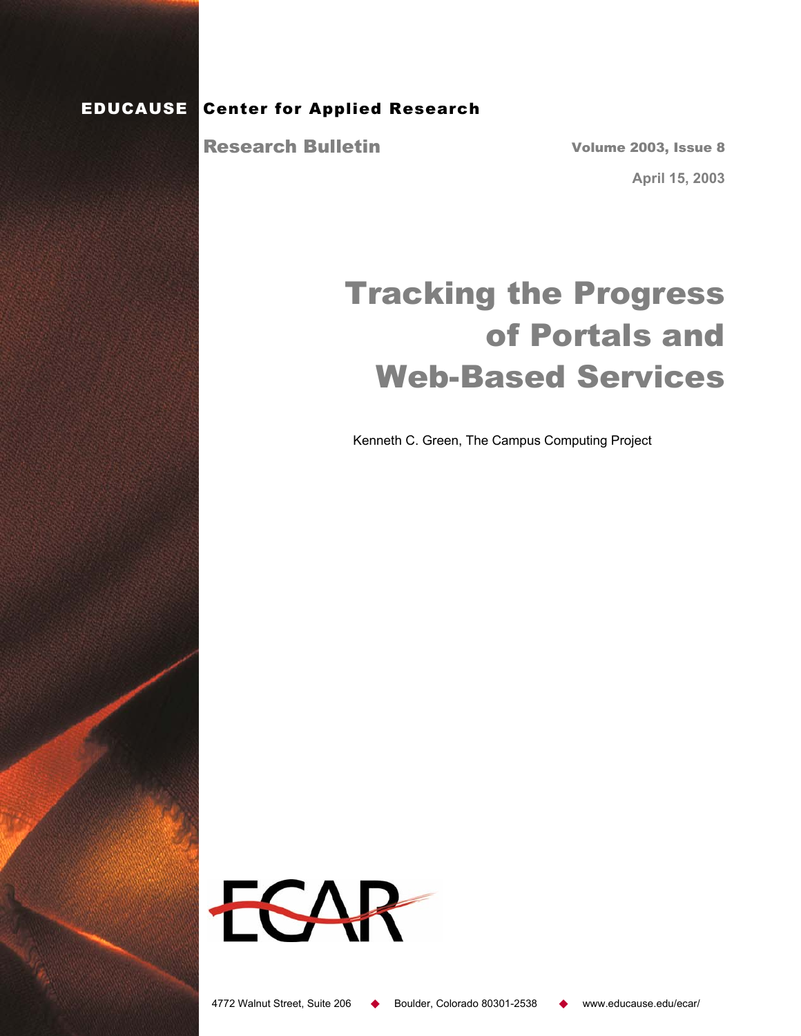**EDUCAUSE Center for Applied Research**

**Research Bulletin**

**Volume 2003, Issue 8**

**April 15, 2003**

# Tracking the Progress of Portals and Web-Based Services

Kenneth C. Green, The Campus Computing Project

ECAR

4772 Walnut Street, Suite 206 ◆ Boulder, Colorado 80301-2538 ◆ www.educause.edu/ecar/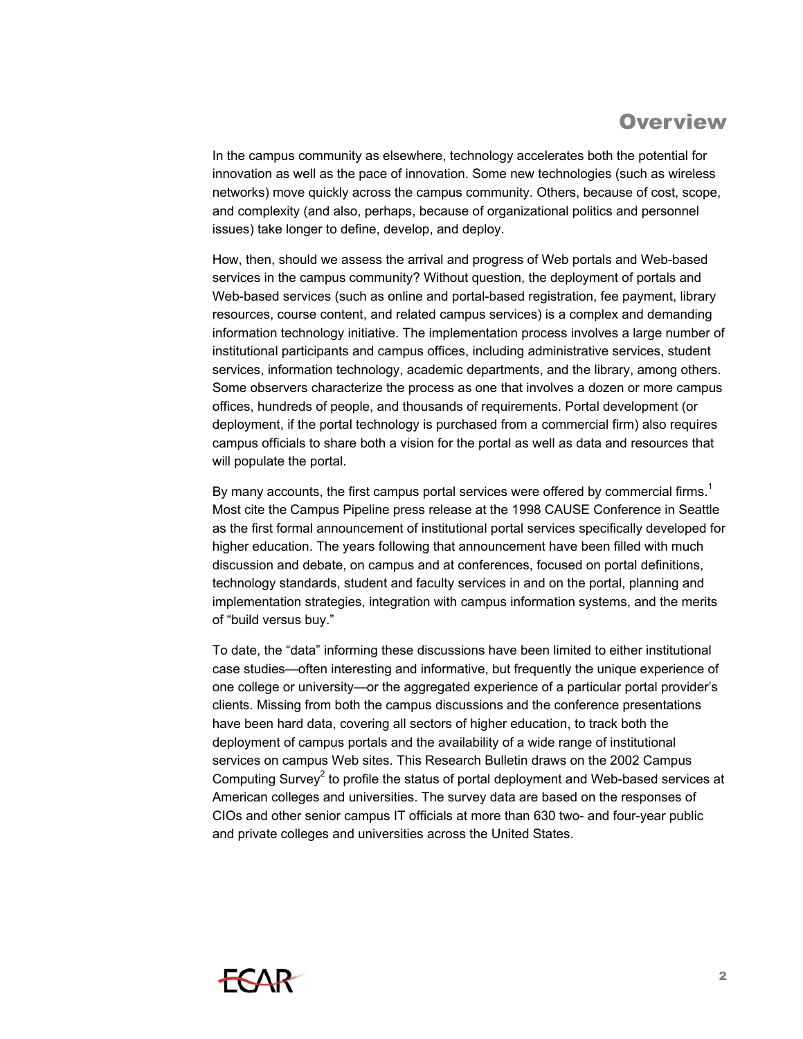## Overview

In the campus community as elsewhere, technology accelerates both the potential for innovation as well as the pace of innovation. Some new technologies (such as wireless networks) move quickly across the campus community. Others, because of cost, scope, and complexity (and also, perhaps, because of organizational politics and personnel issues) take longer to define, develop, and deploy.

How, then, should we assess the arrival and progress of Web portals and Web-based services in the campus community? Without question, the deployment of portals and Web-based services (such as online and portal-based registration, fee payment, library resources, course content, and related campus services) is a complex and demanding information technology initiative. The implementation process involves a large number of institutional participants and campus offices, including administrative services, student services, information technology, academic departments, and the library, among others. Some observers characterize the process as one that involves a dozen or more campus offices, hundreds of people, and thousands of requirements. Portal development (or deployment, if the portal technology is purchased from a commercial firm) also requires campus officials to share both a vision for the portal as well as data and resources that will populate the portal.

By many accounts, the first campus portal services were offered by commercial firms.[1] Most cite the Campus Pipeline press release at the 1998 CAUSE Conference in Seattle as the first formal announcement of institutional portal services specifically developed for higher education. The years following that announcement have been filled with much discussion and debate, on campus and at conferences, focused on portal definitions, technology standards, student and faculty services in and on the portal, planning and implementation strategies, integration with campus information systems, and the merits of "build versus buy."

To date, the "data" informing these discussions have been limited to either institutional case studies—often interesting and informative, but frequently the unique experience of one college or university—or the aggregated experience of a particular portal provider's clients. Missing from both the campus discussions and the conference presentations have been hard data, covering all sectors of higher education, to track both the deployment of campus portals and the availability of a wide range of institutional services on campus Web sites. This Research Bulletin draws on the 2002 Campus Computing Survey[2] to profile the status of portal deployment and Web-based services at American colleges and universities. The survey data are based on the responses of CIOs and other senior campus IT officials at more than 630 two- and four-year public and private colleges and universities across the United States.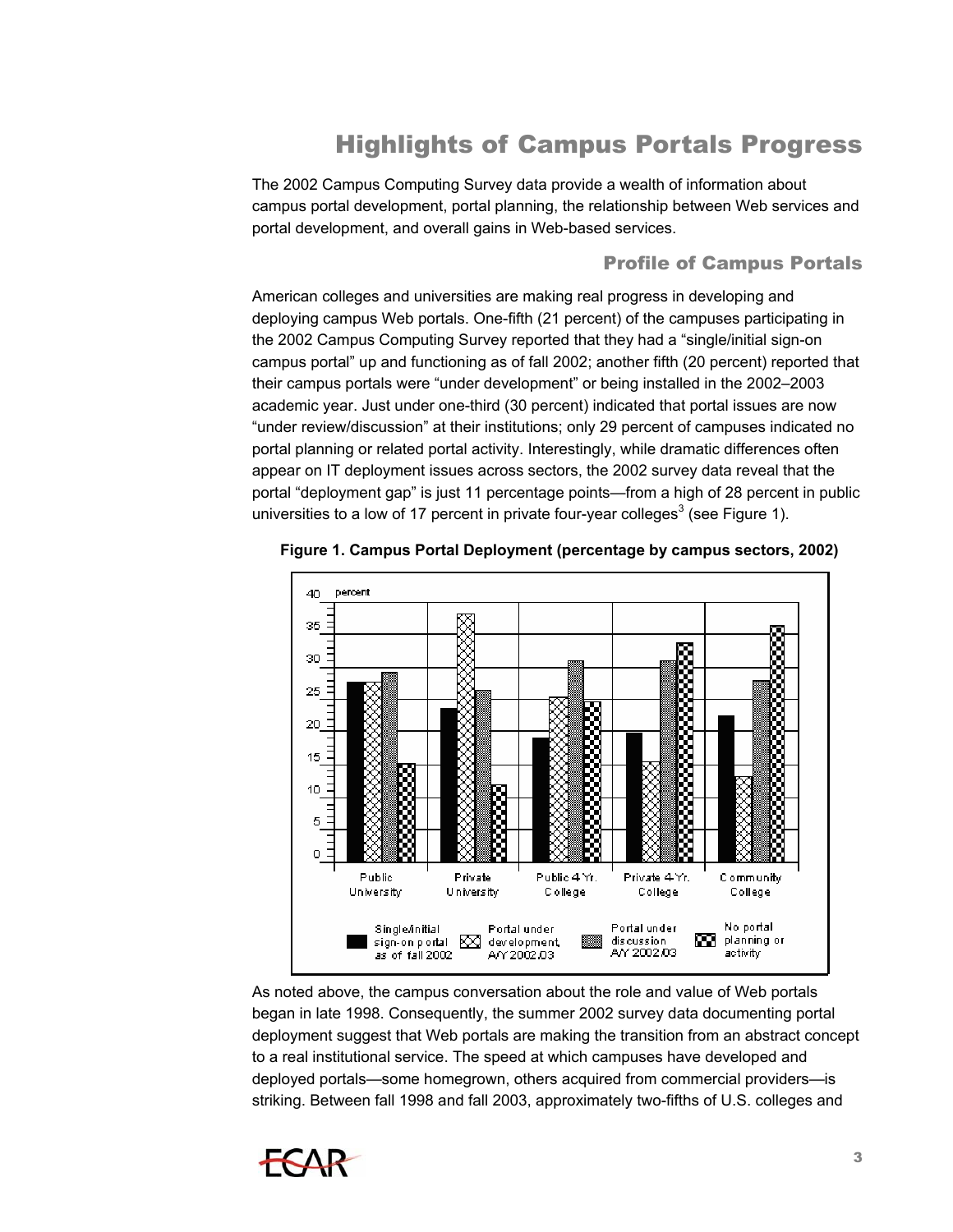# Highlights of Campus Portals Progress

The 2002 Campus Computing Survey data provide a wealth of information about campus portal development, portal planning, the relationship between Web services and portal development, and overall gains in Web-based services.

## Profile of Campus Portals

American colleges and universities are making real progress in developing and deploying campus Web portals. One-fifth (21 percent) of the campuses participating in the 2002 Campus Computing Survey reported that they had a "single/initial sign-on campus portal" up and functioning as of fall 2002; another fifth (20 percent) reported that their campus portals were "under development" or being installed in the 2002–2003 academic year. Just under one-third (30 percent) indicated that portal issues are now "under review/discussion" at their institutions; only 29 percent of campuses indicated no portal planning or related portal activity. Interestingly, while dramatic differences often appear on IT deployment issues across sectors, the 2002 survey data reveal that the portal "deployment gap" is just 11 percentage points—from a high of 28 percent in public universities to a low of 17 percent in private four-year colleges[3] (see Figure 1).

**Figure 1. Campus Portal Deployment (percentage by campus sectors, 2002)**

As noted above, the campus conversation about the role and value of Web portals began in late 1998. Consequently, the summer 2002 survey data documenting portal deployment suggest that Web portals are making the transition from an abstract concept to a real institutional service. The speed at which campuses have developed and deployed portals—some homegrown, others acquired from commercial providers—is striking. Between fall 1998 and fall 2003, approximately two-fifths of U.S. colleges and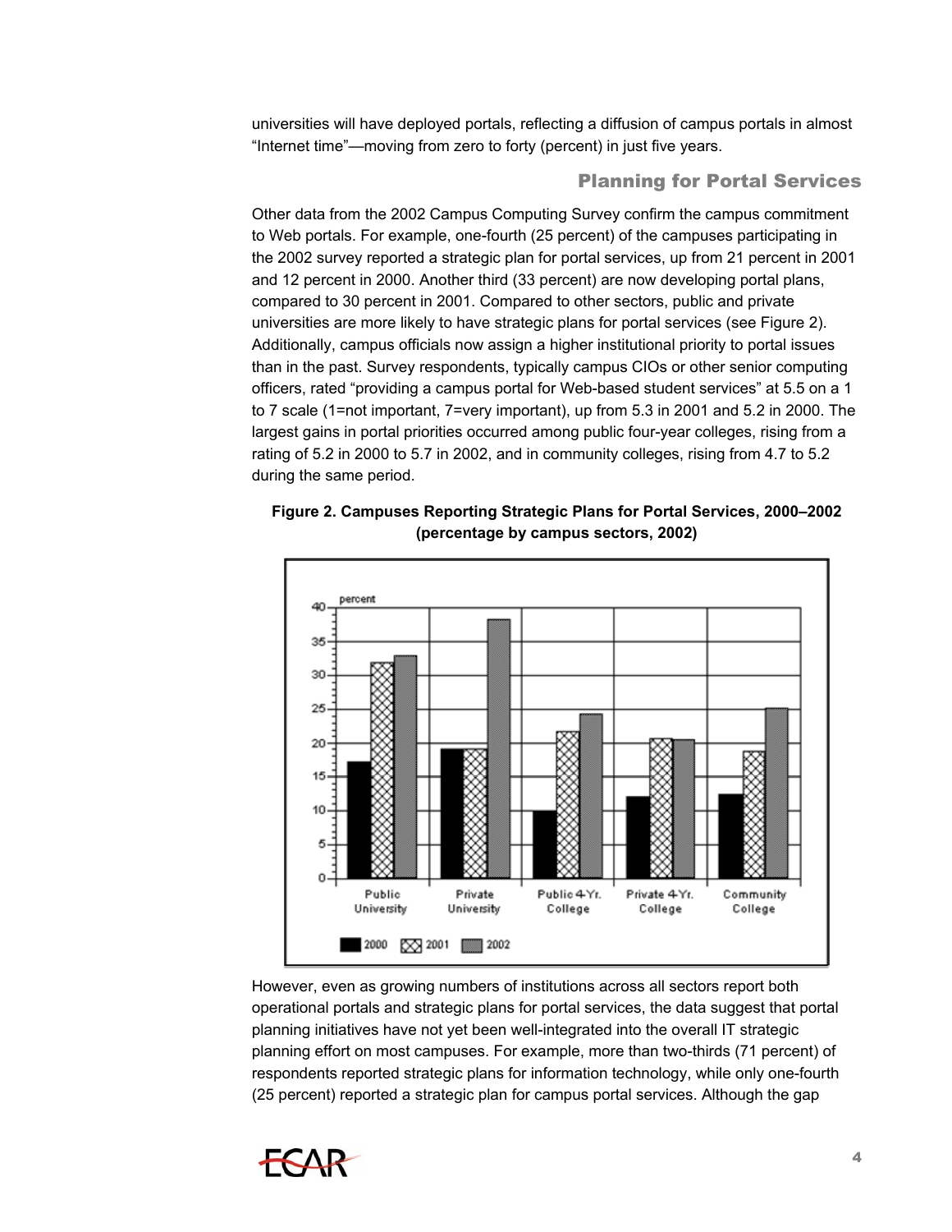universities will have deployed portals, reflecting a diffusion of campus portals in almost "Internet time"—moving from zero to forty (percent) in just five years.

## Planning for Portal Services

Other data from the 2002 Campus Computing Survey confirm the campus commitment to Web portals. For example, one-fourth (25 percent) of the campuses participating in the 2002 survey reported a strategic plan for portal services, up from 21 percent in 2001 and 12 percent in 2000. Another third (33 percent) are now developing portal plans, compared to 30 percent in 2001. Compared to other sectors, public and private universities are more likely to have strategic plans for portal services (see Figure 2). Additionally, campus officials now assign a higher institutional priority to portal issues than in the past. Survey respondents, typically campus CIOs or other senior computing officers, rated "providing a campus portal for Web-based student services" at 5.5 on a 1 to 7 scale (1=not important, 7=very important), up from 5.3 in 2001 and 5.2 in 2000. The largest gains in portal priorities occurred among public four-year colleges, rising from a rating of 5.2 in 2000 to 5.7 in 2002, and in community colleges, rising from 4.7 to 5.2 during the same period.

**Figure 2. Campuses Reporting Strategic Plans for Portal Services, 2000–2002 (percentage by campus sectors, 2002)**

However, even as growing numbers of institutions across all sectors report both operational portals and strategic plans for portal services, the data suggest that portal planning initiatives have not yet been well-integrated into the overall IT strategic planning effort on most campuses. For example, more than two-thirds (71 percent) of respondents reported strategic plans for information technology, while only one-fourth (25 percent) reported a strategic plan for campus portal services. Although the gap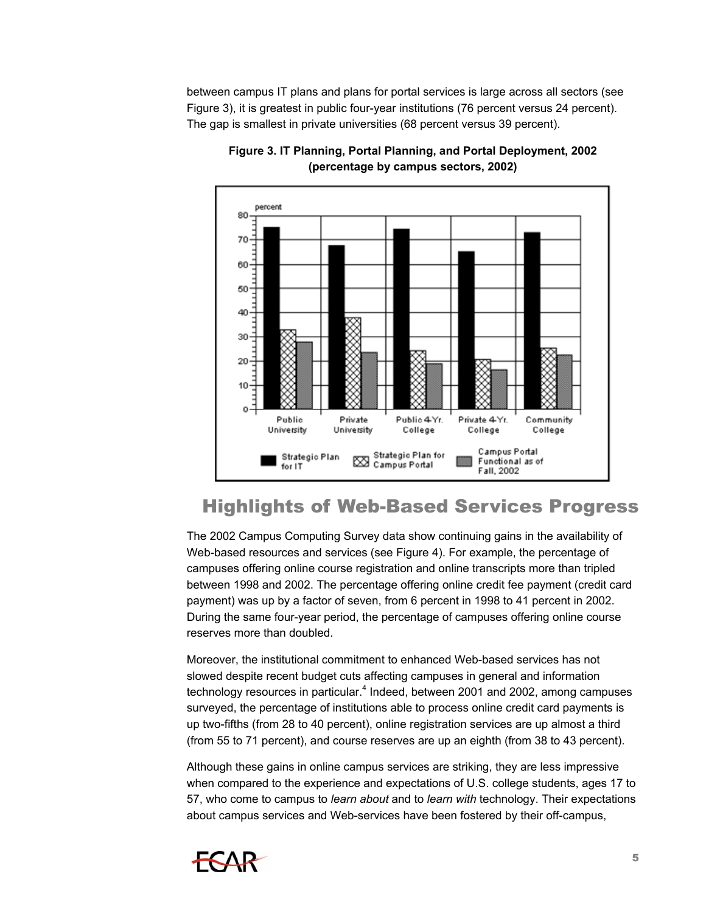between campus IT plans and plans for portal services is large across all sectors (see Figure 3), it is greatest in public four-year institutions (76 percent versus 24 percent). The gap is smallest in private universities (68 percent versus 39 percent).

**Figure 3. IT Planning, Portal Planning, and Portal Deployment, 2002 (percentage by campus sectors, 2002)**

# Highlights of Web-Based Services Progress

The 2002 Campus Computing Survey data show continuing gains in the availability of Web-based resources and services (see Figure 4). For example, the percentage of campuses offering online course registration and online transcripts more than tripled between 1998 and 2002. The percentage offering online credit fee payment (credit card payment) was up by a factor of seven, from 6 percent in 1998 to 41 percent in 2002. During the same four-year period, the percentage of campuses offering online course reserves more than doubled.

Moreover, the institutional commitment to enhanced Web-based services has not slowed despite recent budget cuts affecting campuses in general and information technology resources in particular.[4] Indeed, between 2001 and 2002, among campuses surveyed, the percentage of institutions able to process online credit card payments is up two-fifths (from 28 to 40 percent), online registration services are up almost a third (from 55 to 71 percent), and course reserves are up an eighth (from 38 to 43 percent).

Although these gains in online campus services are striking, they are less impressive when compared to the experience and expectations of U.S. college students, ages 17 to 57, who come to campus to *learn about* and to *learn with* technology. Their expectations about campus services and Web-services have been fostered by their off-campus,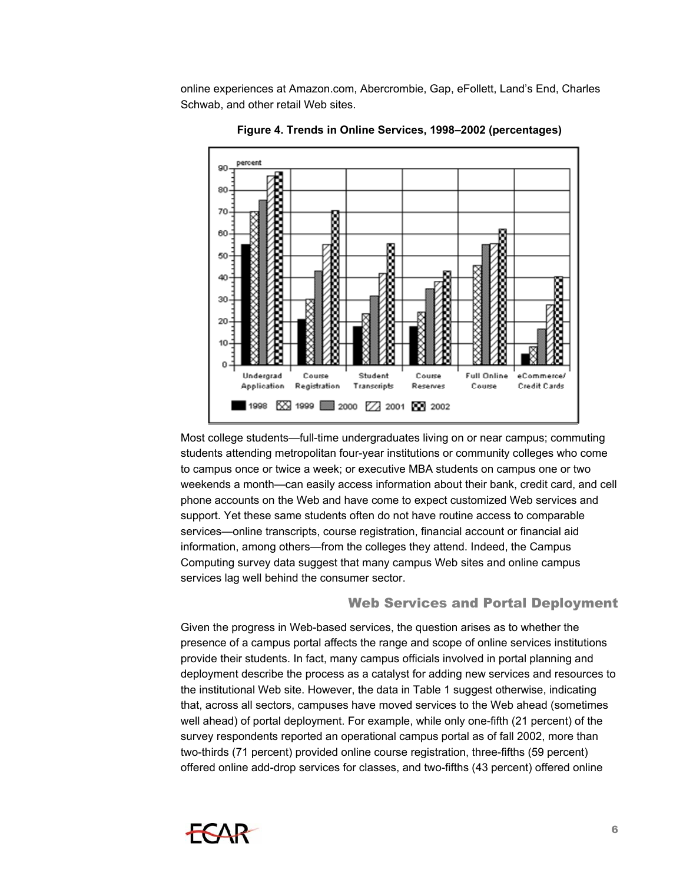online experiences at Amazon.com, Abercrombie, Gap, eFollett, Land's End, Charles Schwab, and other retail Web sites.

**Figure 4. Trends in Online Services, 1998–2002 (percentages)**

Most college students—full-time undergraduates living on or near campus; commuting students attending metropolitan four-year institutions or community colleges who come to campus once or twice a week; or executive MBA students on campus one or two weekends a month—can easily access information about their bank, credit card, and cell phone accounts on the Web and have come to expect customized Web services and support. Yet these same students often do not have routine access to comparable services—online transcripts, course registration, financial account or financial aid information, among others—from the colleges they attend. Indeed, the Campus Computing survey data suggest that many campus Web sites and online campus services lag well behind the consumer sector.

## Web Services and Portal Deployment

Given the progress in Web-based services, the question arises as to whether the presence of a campus portal affects the range and scope of online services institutions provide their students. In fact, many campus officials involved in portal planning and deployment describe the process as a catalyst for adding new services and resources to the institutional Web site. However, the data in Table 1 suggest otherwise, indicating that, across all sectors, campuses have moved services to the Web ahead (sometimes well ahead) of portal deployment. For example, while only one-fifth (21 percent) of the survey respondents reported an operational campus portal as of fall 2002, more than two-thirds (71 percent) provided online course registration, three-fifths (59 percent) offered online add-drop services for classes, and two-fifths (43 percent) offered online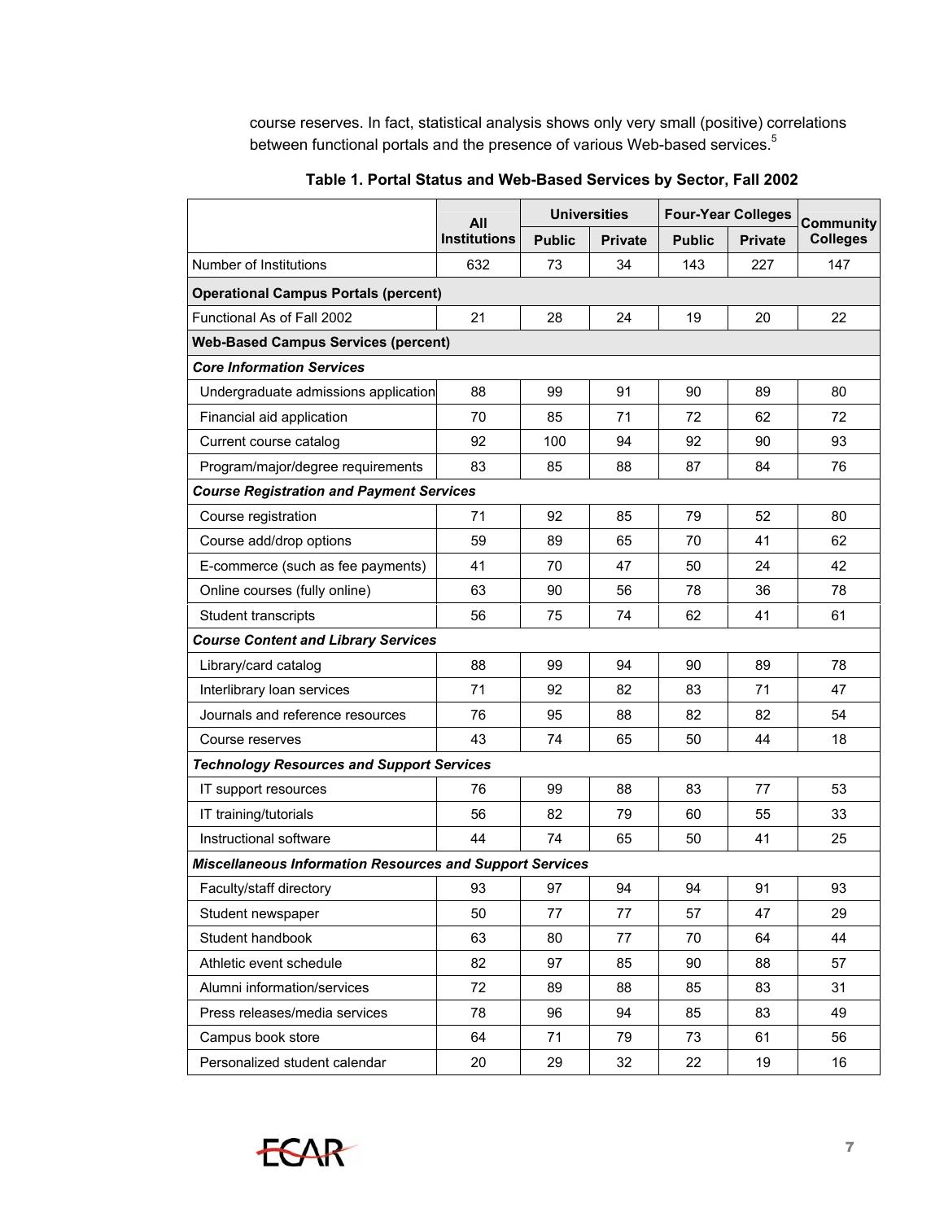course reserves. In fact, statistical analysis shows only very small (positive) correlations between functional portals and the presence of various Web-based services.[5]

**Table 1. Portal Status and Web-Based Services by Sector, Fall 2002**

| | All Institutions | Universities | | Four-Year Colleges | | Community Colleges |
|---|---|---|---|---|---|---|
| | | Public | Private | Public | Private | |
| Number of Institutions | 632 | 73 | 34 | 143 | 227 | 147 |
| **Operational Campus Portals (percent)** | | | | | | |
| Functional As of Fall 2002 | 21 | 28 | 24 | 19 | 20 | 22 |
| **Web-Based Campus Services (percent)** | | | | | | |
| ***Core Information Services*** | | | | | | |
| Undergraduate admissions application | 88 | 99 | 91 | 90 | 89 | 80 |
| Financial aid application | 70 | 85 | 71 | 72 | 62 | 72 |
| Current course catalog | 92 | 100 | 94 | 92 | 90 | 93 |
| Program/major/degree requirements | 83 | 85 | 88 | 87 | 84 | 76 |
| ***Course Registration and Payment Services*** | | | | | | |
| Course registration | 71 | 92 | 85 | 79 | 52 | 80 |
| Course add/drop options | 59 | 89 | 65 | 70 | 41 | 62 |
| E-commerce (such as fee payments) | 41 | 70 | 47 | 50 | 24 | 42 |
| Online courses (fully online) | 63 | 90 | 56 | 78 | 36 | 78 |
| Student transcripts | 56 | 75 | 74 | 62 | 41 | 61 |
| ***Course Content and Library Services*** | | | | | | |
| Library/card catalog | 88 | 99 | 94 | 90 | 89 | 78 |
| Interlibrary loan services | 71 | 92 | 82 | 83 | 71 | 47 |
| Journals and reference resources | 76 | 95 | 88 | 82 | 82 | 54 |
| Course reserves | 43 | 74 | 65 | 50 | 44 | 18 |
| ***Technology Resources and Support Services*** | | | | | | |
| IT support resources | 76 | 99 | 88 | 83 | 77 | 53 |
| IT training/tutorials | 56 | 82 | 79 | 60 | 55 | 33 |
| Instructional software | 44 | 74 | 65 | 50 | 41 | 25 |
| ***Miscellaneous Information Resources and Support Services*** | | | | | | |
| Faculty/staff directory | 93 | 97 | 94 | 94 | 91 | 93 |
| Student newspaper | 50 | 77 | 77 | 57 | 47 | 29 |
| Student handbook | 63 | 80 | 77 | 70 | 64 | 44 |
| Athletic event schedule | 82 | 97 | 85 | 90 | 88 | 57 |
| Alumni information/services | 72 | 89 | 88 | 85 | 83 | 31 |
| Press releases/media services | 78 | 96 | 94 | 85 | 83 | 49 |
| Campus book store | 64 | 71 | 79 | 73 | 61 | 56 |
| Personalized student calendar | 20 | 29 | 32 | 22 | 19 | 16 |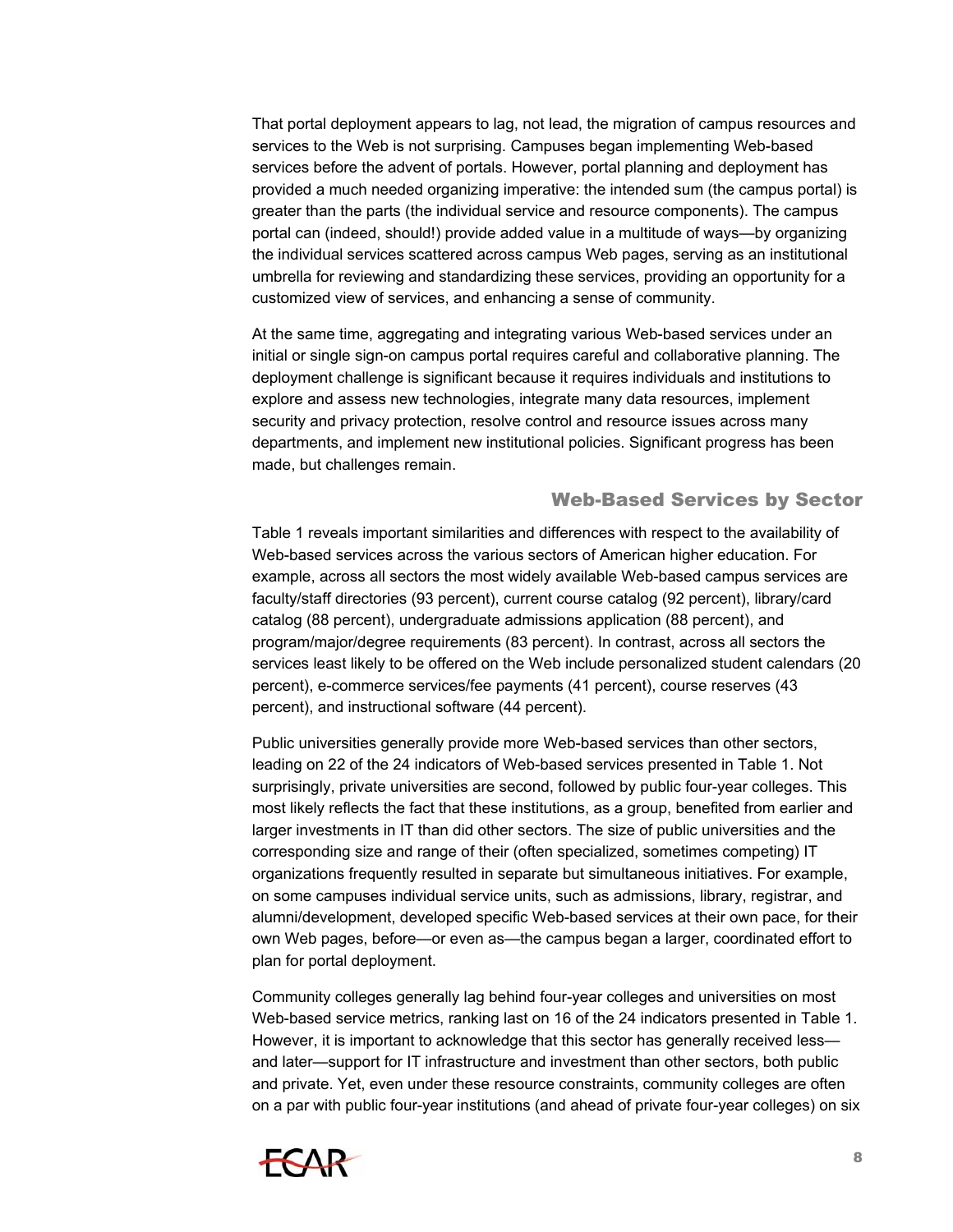That portal deployment appears to lag, not lead, the migration of campus resources and services to the Web is not surprising. Campuses began implementing Web-based services before the advent of portals. However, portal planning and deployment has provided a much needed organizing imperative: the intended sum (the campus portal) is greater than the parts (the individual service and resource components). The campus portal can (indeed, should!) provide added value in a multitude of ways—by organizing the individual services scattered across campus Web pages, serving as an institutional umbrella for reviewing and standardizing these services, providing an opportunity for a customized view of services, and enhancing a sense of community.

At the same time, aggregating and integrating various Web-based services under an initial or single sign-on campus portal requires careful and collaborative planning. The deployment challenge is significant because it requires individuals and institutions to explore and assess new technologies, integrate many data resources, implement security and privacy protection, resolve control and resource issues across many departments, and implement new institutional policies. Significant progress has been made, but challenges remain.

## Web-Based Services by Sector

Table 1 reveals important similarities and differences with respect to the availability of Web-based services across the various sectors of American higher education. For example, across all sectors the most widely available Web-based campus services are faculty/staff directories (93 percent), current course catalog (92 percent), library/card catalog (88 percent), undergraduate admissions application (88 percent), and program/major/degree requirements (83 percent). In contrast, across all sectors the services least likely to be offered on the Web include personalized student calendars (20 percent), e-commerce services/fee payments (41 percent), course reserves (43 percent), and instructional software (44 percent).

Public universities generally provide more Web-based services than other sectors, leading on 22 of the 24 indicators of Web-based services presented in Table 1. Not surprisingly, private universities are second, followed by public four-year colleges. This most likely reflects the fact that these institutions, as a group, benefited from earlier and larger investments in IT than did other sectors. The size of public universities and the corresponding size and range of their (often specialized, sometimes competing) IT organizations frequently resulted in separate but simultaneous initiatives. For example, on some campuses individual service units, such as admissions, library, registrar, and alumni/development, developed specific Web-based services at their own pace, for their own Web pages, before—or even as—the campus began a larger, coordinated effort to plan for portal deployment.

Community colleges generally lag behind four-year colleges and universities on most Web-based service metrics, ranking last on 16 of the 24 indicators presented in Table 1. However, it is important to acknowledge that this sector has generally received less—and later—support for IT infrastructure and investment than other sectors, both public and private. Yet, even under these resource constraints, community colleges are often on a par with public four-year institutions (and ahead of private four-year colleges) on six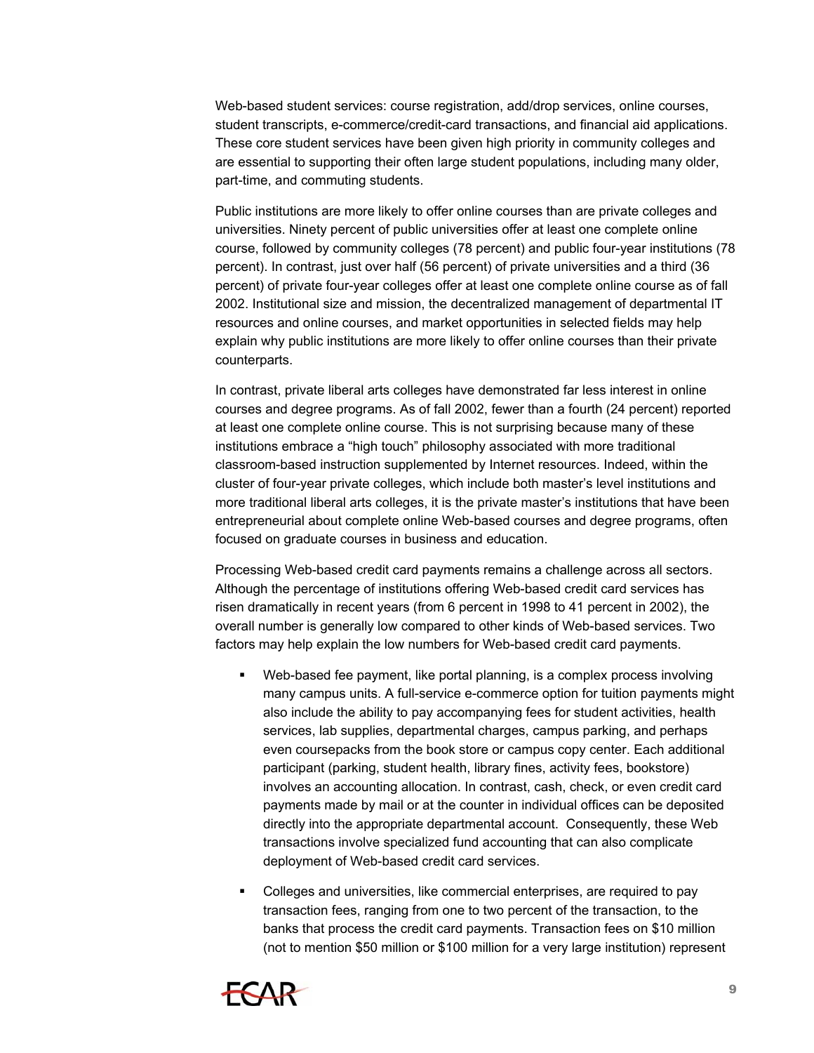Web-based student services: course registration, add/drop services, online courses, student transcripts, e-commerce/credit-card transactions, and financial aid applications. These core student services have been given high priority in community colleges and are essential to supporting their often large student populations, including many older, part-time, and commuting students.

Public institutions are more likely to offer online courses than are private colleges and universities. Ninety percent of public universities offer at least one complete online course, followed by community colleges (78 percent) and public four-year institutions (78 percent). In contrast, just over half (56 percent) of private universities and a third (36 percent) of private four-year colleges offer at least one complete online course as of fall 2002. Institutional size and mission, the decentralized management of departmental IT resources and online courses, and market opportunities in selected fields may help explain why public institutions are more likely to offer online courses than their private counterparts.

In contrast, private liberal arts colleges have demonstrated far less interest in online courses and degree programs. As of fall 2002, fewer than a fourth (24 percent) reported at least one complete online course. This is not surprising because many of these institutions embrace a "high touch" philosophy associated with more traditional classroom-based instruction supplemented by Internet resources. Indeed, within the cluster of four-year private colleges, which include both master's level institutions and more traditional liberal arts colleges, it is the private master's institutions that have been entrepreneurial about complete online Web-based courses and degree programs, often focused on graduate courses in business and education.

Processing Web-based credit card payments remains a challenge across all sectors. Although the percentage of institutions offering Web-based credit card services has risen dramatically in recent years (from 6 percent in 1998 to 41 percent in 2002), the overall number is generally low compared to other kinds of Web-based services. Two factors may help explain the low numbers for Web-based credit card payments.

- Web-based fee payment, like portal planning, is a complex process involving many campus units. A full-service e-commerce option for tuition payments might also include the ability to pay accompanying fees for student activities, health services, lab supplies, departmental charges, campus parking, and perhaps even coursepacks from the book store or campus copy center. Each additional participant (parking, student health, library fines, activity fees, bookstore) involves an accounting allocation. In contrast, cash, check, or even credit card payments made by mail or at the counter in individual offices can be deposited directly into the appropriate departmental account. Consequently, these Web transactions involve specialized fund accounting that can also complicate deployment of Web-based credit card services.

- Colleges and universities, like commercial enterprises, are required to pay transaction fees, ranging from one to two percent of the transaction, to the banks that process the credit card payments. Transaction fees on $10 million (not to mention $50 million or $100 million for a very large institution) represent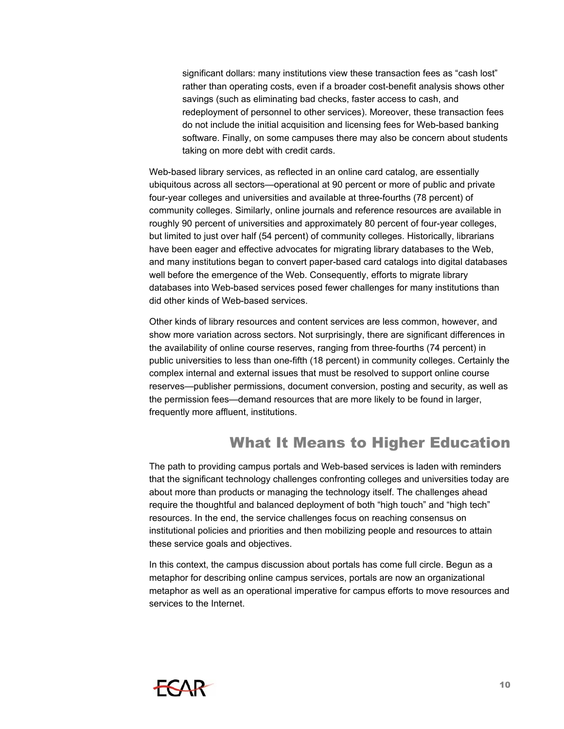significant dollars: many institutions view these transaction fees as "cash lost" rather than operating costs, even if a broader cost-benefit analysis shows other savings (such as eliminating bad checks, faster access to cash, and redeployment of personnel to other services). Moreover, these transaction fees do not include the initial acquisition and licensing fees for Web-based banking software. Finally, on some campuses there may also be concern about students taking on more debt with credit cards.

Web-based library services, as reflected in an online card catalog, are essentially ubiquitous across all sectors—operational at 90 percent or more of public and private four-year colleges and universities and available at three-fourths (78 percent) of community colleges. Similarly, online journals and reference resources are available in roughly 90 percent of universities and approximately 80 percent of four-year colleges, but limited to just over half (54 percent) of community colleges. Historically, librarians have been eager and effective advocates for migrating library databases to the Web, and many institutions began to convert paper-based card catalogs into digital databases well before the emergence of the Web. Consequently, efforts to migrate library databases into Web-based services posed fewer challenges for many institutions than did other kinds of Web-based services.

Other kinds of library resources and content services are less common, however, and show more variation across sectors. Not surprisingly, there are significant differences in the availability of online course reserves, ranging from three-fourths (74 percent) in public universities to less than one-fifth (18 percent) in community colleges. Certainly the complex internal and external issues that must be resolved to support online course reserves—publisher permissions, document conversion, posting and security, as well as the permission fees—demand resources that are more likely to be found in larger, frequently more affluent, institutions.

## What It Means to Higher Education

The path to providing campus portals and Web-based services is laden with reminders that the significant technology challenges confronting colleges and universities today are about more than products or managing the technology itself. The challenges ahead require the thoughtful and balanced deployment of both "high touch" and "high tech" resources. In the end, the service challenges focus on reaching consensus on institutional policies and priorities and then mobilizing people and resources to attain these service goals and objectives.

In this context, the campus discussion about portals has come full circle. Begun as a metaphor for describing online campus services, portals are now an organizational metaphor as well as an operational imperative for campus efforts to move resources and services to the Internet.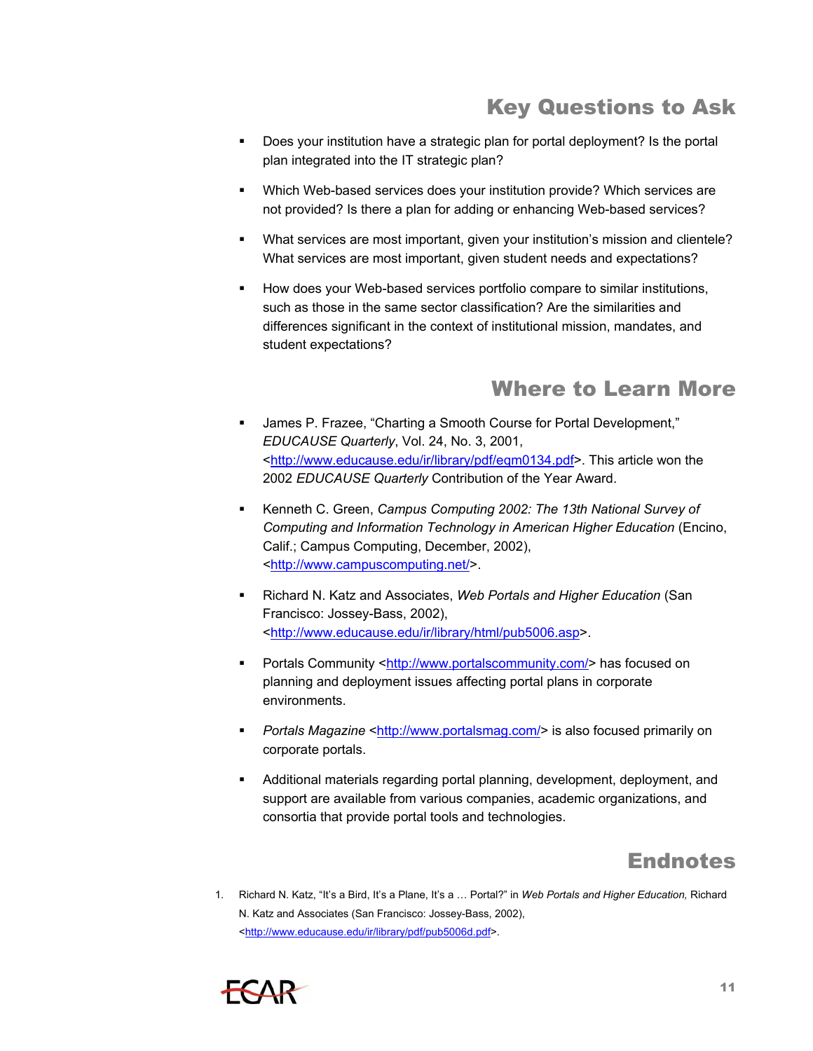## Key Questions to Ask

- Does your institution have a strategic plan for portal deployment? Is the portal plan integrated into the IT strategic plan?
- Which Web-based services does your institution provide? Which services are not provided? Is there a plan for adding or enhancing Web-based services?
- What services are most important, given your institution's mission and clientele? What services are most important, given student needs and expectations?
- How does your Web-based services portfolio compare to similar institutions, such as those in the same sector classification? Are the similarities and differences significant in the context of institutional mission, mandates, and student expectations?

## Where to Learn More

- James P. Frazee, "Charting a Smooth Course for Portal Development," *EDUCAUSE Quarterly*, Vol. 24, No. 3, 2001, <http://www.educause.edu/ir/library/pdf/eqm0134.pdf>. This article won the 2002 *EDUCAUSE Quarterly* Contribution of the Year Award.
- Kenneth C. Green, *Campus Computing 2002: The 13th National Survey of Computing and Information Technology in American Higher Education* (Encino, Calif.; Campus Computing, December, 2002), <http://www.campuscomputing.net/>.
- Richard N. Katz and Associates, *Web Portals and Higher Education* (San Francisco: Jossey-Bass, 2002), <http://www.educause.edu/ir/library/html/pub5006.asp>.
- Portals Community <http://www.portalscommunity.com/> has focused on planning and deployment issues affecting portal plans in corporate environments.
- *Portals Magazine* <http://www.portalsmag.com/> is also focused primarily on corporate portals.
- Additional materials regarding portal planning, development, deployment, and support are available from various companies, academic organizations, and consortia that provide portal tools and technologies.

## Endnotes

1. Richard N. Katz, "It's a Bird, It's a Plane, It's a … Portal?" in *Web Portals and Higher Education,* Richard N. Katz and Associates (San Francisco: Jossey-Bass, 2002), <http://www.educause.edu/ir/library/pdf/pub5006d.pdf>.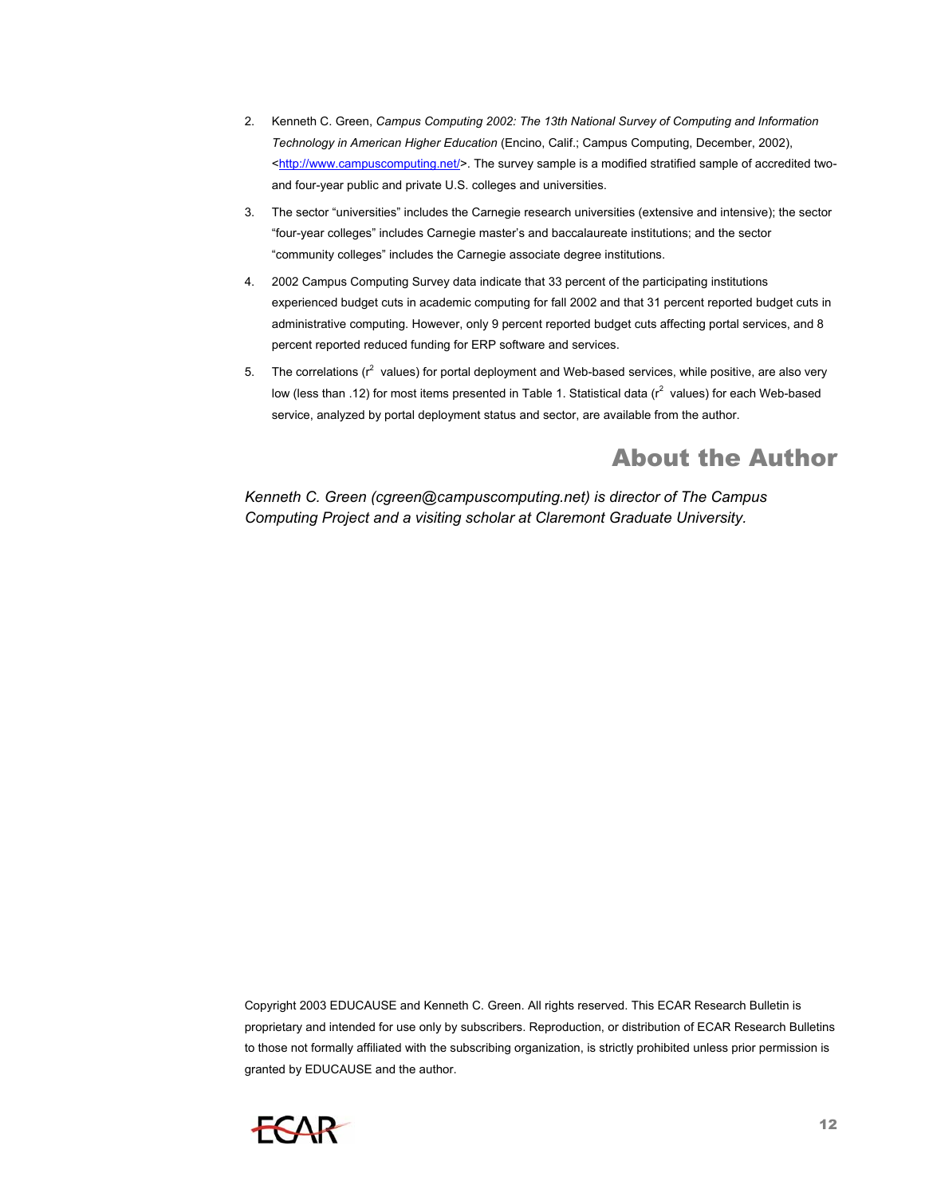2. Kenneth C. Green, *Campus Computing 2002: The 13th National Survey of Computing and Information Technology in American Higher Education* (Encino, Calif.; Campus Computing, December, 2002), <http://www.campuscomputing.net/>. The survey sample is a modified stratified sample of accredited two- and four-year public and private U.S. colleges and universities.

3. The sector "universities" includes the Carnegie research universities (extensive and intensive); the sector "four-year colleges" includes Carnegie master's and baccalaureate institutions; and the sector "community colleges" includes the Carnegie associate degree institutions.

4. 2002 Campus Computing Survey data indicate that 33 percent of the participating institutions experienced budget cuts in academic computing for fall 2002 and that 31 percent reported budget cuts in administrative computing. However, only 9 percent reported budget cuts affecting portal services, and 8 percent reported reduced funding for ERP software and services.

5. The correlations ($r^2$ values) for portal deployment and Web-based services, while positive, are also very low (less than .12) for most items presented in Table 1. Statistical data ($r^2$ values) for each Web-based service, analyzed by portal deployment status and sector, are available from the author.

## About the Author

*Kenneth C. Green (cgreen@campuscomputing.net) is director of The Campus Computing Project and a visiting scholar at Claremont Graduate University.*

Copyright 2003 EDUCAUSE and Kenneth C. Green. All rights reserved. This ECAR Research Bulletin is proprietary and intended for use only by subscribers. Reproduction, or distribution of ECAR Research Bulletins to those not formally affiliated with the subscribing organization, is strictly prohibited unless prior permission is granted by EDUCAUSE and the author.